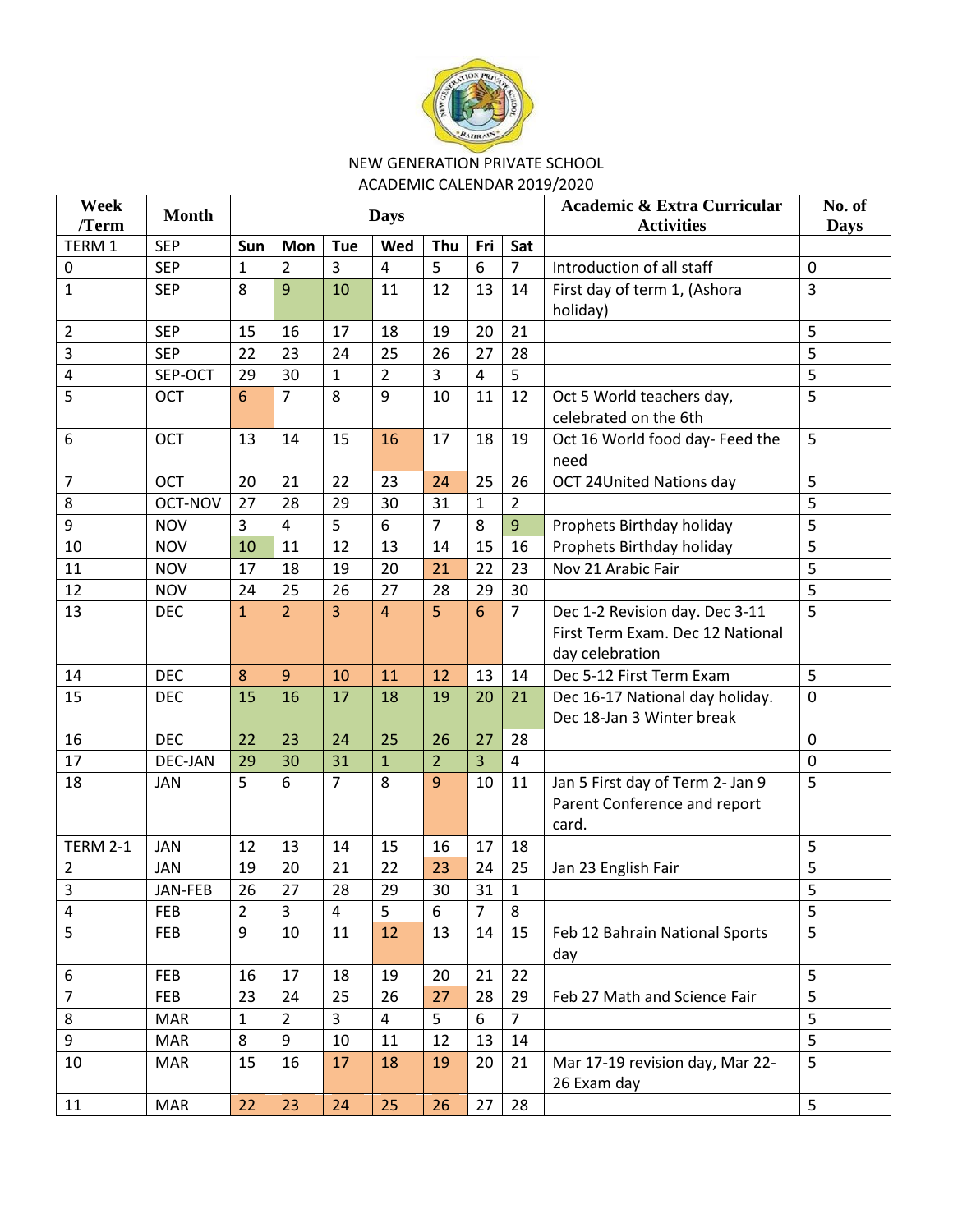NEW GENERATION PRIVATE SCHOOL

ACADEMIC CALENDAR 2019/2020

| Week /Term | Month | Days | | | | | | | Academic & Extra Curricular Activities | No. of Days |
|---|---|---|---|---|---|---|---|---|---|---|
| TERM 1 | SEP | Sun | Mon | Tue | Wed | Thu | Fri | Sat | | |
| 0 | SEP | 1 | 2 | 3 | 4 | 5 | 6 | 7 | Introduction of all staff | 0 |
| 1 | SEP | 8 | 9 | 10 | 11 | 12 | 13 | 14 | First day of term 1, (Ashora holiday) | 3 |
| 2 | SEP | 15 | 16 | 17 | 18 | 19 | 20 | 21 | | 5 |
| 3 | SEP | 22 | 23 | 24 | 25 | 26 | 27 | 28 | | 5 |
| 4 | SEP-OCT | 29 | 30 | 1 | 2 | 3 | 4 | 5 | | 5 |
| 5 | OCT | 6 | 7 | 8 | 9 | 10 | 11 | 12 | Oct 5 World teachers day, celebrated on the 6th | 5 |
| 6 | OCT | 13 | 14 | 15 | 16 | 17 | 18 | 19 | Oct 16 World food day- Feed the need | 5 |
| 7 | OCT | 20 | 21 | 22 | 23 | 24 | 25 | 26 | OCT 24United Nations day | 5 |
| 8 | OCT-NOV | 27 | 28 | 29 | 30 | 31 | 1 | 2 | | 5 |
| 9 | NOV | 3 | 4 | 5 | 6 | 7 | 8 | 9 | Prophets Birthday holiday | 5 |
| 10 | NOV | 10 | 11 | 12 | 13 | 14 | 15 | 16 | Prophets Birthday holiday | 5 |
| 11 | NOV | 17 | 18 | 19 | 20 | 21 | 22 | 23 | Nov 21 Arabic Fair | 5 |
| 12 | NOV | 24 | 25 | 26 | 27 | 28 | 29 | 30 | | 5 |
| 13 | DEC | 1 | 2 | 3 | 4 | 5 | 6 | 7 | Dec 1-2 Revision day. Dec 3-11 First Term Exam. Dec 12 National day celebration | 5 |
| 14 | DEC | 8 | 9 | 10 | 11 | 12 | 13 | 14 | Dec 5-12 First Term Exam | 5 |
| 15 | DEC | 15 | 16 | 17 | 18 | 19 | 20 | 21 | Dec 16-17 National day holiday. Dec 18-Jan 3 Winter break | 0 |
| 16 | DEC | 22 | 23 | 24 | 25 | 26 | 27 | 28 | | 0 |
| 17 | DEC-JAN | 29 | 30 | 31 | 1 | 2 | 3 | 4 | | 0 |
| 18 | JAN | 5 | 6 | 7 | 8 | 9 | 10 | 11 | Jan 5 First day of Term 2- Jan 9 Parent Conference and report card. | 5 |
| TERM 2-1 | JAN | 12 | 13 | 14 | 15 | 16 | 17 | 18 | | 5 |
| 2 | JAN | 19 | 20 | 21 | 22 | 23 | 24 | 25 | Jan 23 English Fair | 5 |
| 3 | JAN-FEB | 26 | 27 | 28 | 29 | 30 | 31 | 1 | | 5 |
| 4 | FEB | 2 | 3 | 4 | 5 | 6 | 7 | 8 | | 5 |
| 5 | FEB | 9 | 10 | 11 | 12 | 13 | 14 | 15 | Feb 12 Bahrain National Sports day | 5 |
| 6 | FEB | 16 | 17 | 18 | 19 | 20 | 21 | 22 | | 5 |
| 7 | FEB | 23 | 24 | 25 | 26 | 27 | 28 | 29 | Feb 27 Math and Science Fair | 5 |
| 8 | MAR | 1 | 2 | 3 | 4 | 5 | 6 | 7 | | 5 |
| 9 | MAR | 8 | 9 | 10 | 11 | 12 | 13 | 14 | | 5 |
| 10 | MAR | 15 | 16 | 17 | 18 | 19 | 20 | 21 | Mar 17-19 revision day, Mar 22-26 Exam day | 5 |
| 11 | MAR | 22 | 23 | 24 | 25 | 26 | 27 | 28 | | 5 |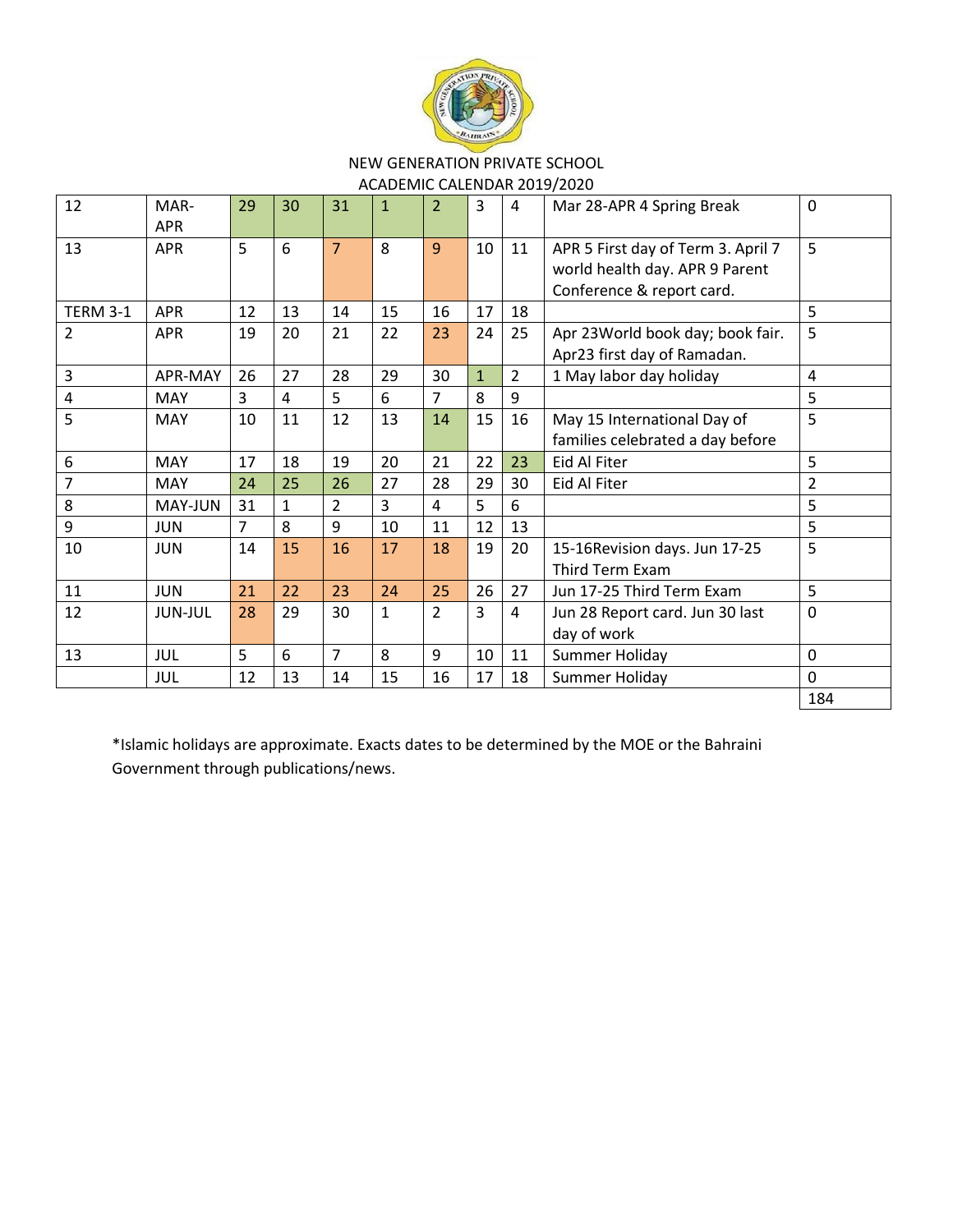NEW GENERATION PRIVATE SCHOOL

ACADEMIC CALENDAR 2019/2020

| | | | | | | | | | | |
|---|---|---|---|---|---|---|---|---|---|---|
| 12 | MAR-APR | 29 | 30 | 31 | 1 | 2 | 3 | 4 | Mar 28-APR 4 Spring Break | 0 |
| 13 | APR | 5 | 6 | 7 | 8 | 9 | 10 | 11 | APR 5 First day of Term 3. April 7 world health day. APR 9 Parent Conference & report card. | 5 |
| TERM 3-1 | APR | 12 | 13 | 14 | 15 | 16 | 17 | 18 | | 5 |
| 2 | APR | 19 | 20 | 21 | 22 | 23 | 24 | 25 | Apr 23World book day; book fair. Apr23 first day of Ramadan. | 5 |
| 3 | APR-MAY | 26 | 27 | 28 | 29 | 30 | 1 | 2 | 1 May labor day holiday | 4 |
| 4 | MAY | 3 | 4 | 5 | 6 | 7 | 8 | 9 | | 5 |
| 5 | MAY | 10 | 11 | 12 | 13 | 14 | 15 | 16 | May 15 International Day of families celebrated a day before | 5 |
| 6 | MAY | 17 | 18 | 19 | 20 | 21 | 22 | 23 | Eid Al Fiter | 5 |
| 7 | MAY | 24 | 25 | 26 | 27 | 28 | 29 | 30 | Eid Al Fiter | 2 |
| 8 | MAY-JUN | 31 | 1 | 2 | 3 | 4 | 5 | 6 | | 5 |
| 9 | JUN | 7 | 8 | 9 | 10 | 11 | 12 | 13 | | 5 |
| 10 | JUN | 14 | 15 | 16 | 17 | 18 | 19 | 20 | 15-16Revision days. Jun 17-25 Third Term Exam | 5 |
| 11 | JUN | 21 | 22 | 23 | 24 | 25 | 26 | 27 | Jun 17-25 Third Term Exam | 5 |
| 12 | JUN-JUL | 28 | 29 | 30 | 1 | 2 | 3 | 4 | Jun 28 Report card. Jun 30 last day of work | 0 |
| 13 | JUL | 5 | 6 | 7 | 8 | 9 | 10 | 11 | Summer Holiday | 0 |
| | JUL | 12 | 13 | 14 | 15 | 16 | 17 | 18 | Summer Holiday | 0 |
| | | | | | | | | | | 184 |

*Islamic holidays are approximate. Exacts dates to be determined by the MOE or the Bahraini Government through publications/news.